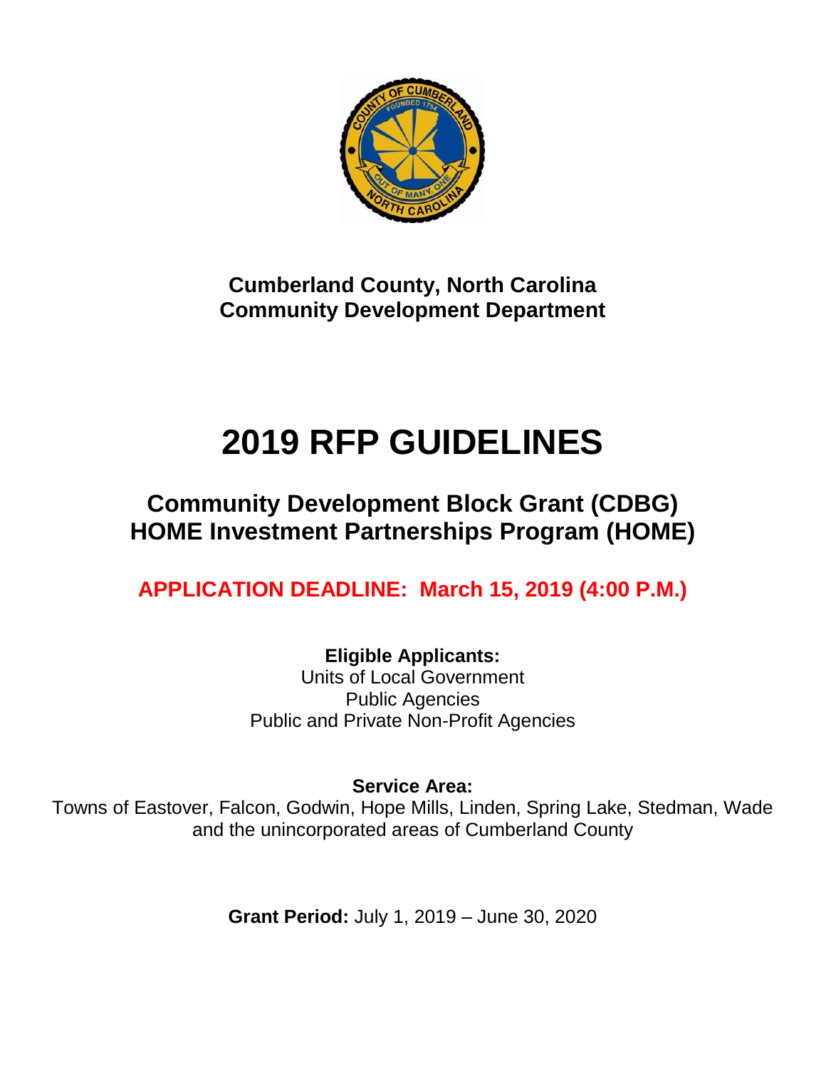**Cumberland County, North Carolina**
**Community Development Department**

# 2019 RFP GUIDELINES

## Community Development Block Grant (CDBG)
## HOME Investment Partnerships Program (HOME)

**APPLICATION DEADLINE: March 15, 2019 (4:00 P.M.)**

**Eligible Applicants:**
Units of Local Government
Public Agencies
Public and Private Non-Profit Agencies

**Service Area:**
Towns of Eastover, Falcon, Godwin, Hope Mills, Linden, Spring Lake, Stedman, Wade and the unincorporated areas of Cumberland County

**Grant Period:** July 1, 2019 – June 30, 2020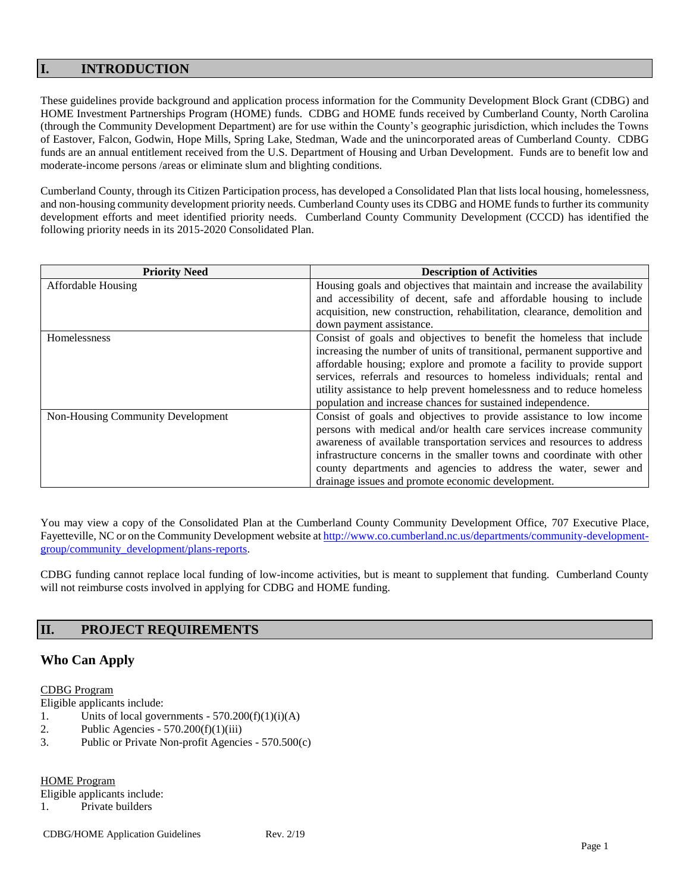## I. INTRODUCTION

These guidelines provide background and application process information for the Community Development Block Grant (CDBG) and HOME Investment Partnerships Program (HOME) funds. CDBG and HOME funds received by Cumberland County, North Carolina (through the Community Development Department) are for use within the County's geographic jurisdiction, which includes the Towns of Eastover, Falcon, Godwin, Hope Mills, Spring Lake, Stedman, Wade and the unincorporated areas of Cumberland County. CDBG funds are an annual entitlement received from the U.S. Department of Housing and Urban Development. Funds are to benefit low and moderate-income persons /areas or eliminate slum and blighting conditions.

Cumberland County, through its Citizen Participation process, has developed a Consolidated Plan that lists local housing, homelessness, and non-housing community development priority needs. Cumberland County uses its CDBG and HOME funds to further its community development efforts and meet identified priority needs. Cumberland County Community Development (CCCD) has identified the following priority needs in its 2015-2020 Consolidated Plan.

| Priority Need | Description of Activities |
|---|---|
| Affordable Housing | Housing goals and objectives that maintain and increase the availability and accessibility of decent, safe and affordable housing to include acquisition, new construction, rehabilitation, clearance, demolition and down payment assistance. |
| Homelessness | Consist of goals and objectives to benefit the homeless that include increasing the number of units of transitional, permanent supportive and affordable housing; explore and promote a facility to provide support services, referrals and resources to homeless individuals; rental and utility assistance to help prevent homelessness and to reduce homeless population and increase chances for sustained independence. |
| Non-Housing Community Development | Consist of goals and objectives to provide assistance to low income persons with medical and/or health care services increase community awareness of available transportation services and resources to address infrastructure concerns in the smaller towns and coordinate with other county departments and agencies to address the water, sewer and drainage issues and promote economic development. |

You may view a copy of the Consolidated Plan at the Cumberland County Community Development Office, 707 Executive Place, Fayetteville, NC or on the Community Development website at http://www.co.cumberland.nc.us/departments/community-development-group/community_development/plans-reports.

CDBG funding cannot replace local funding of low-income activities, but is meant to supplement that funding. Cumberland County will not reimburse costs involved in applying for CDBG and HOME funding.

## II. PROJECT REQUIREMENTS

### Who Can Apply

CDBG Program

Eligible applicants include:

1. Units of local governments - 570.200(f)(1)(i)(A)
2. Public Agencies - 570.200(f)(1)(iii)
3. Public or Private Non-profit Agencies - 570.500(c)

HOME Program

Eligible applicants include:

1. Private builders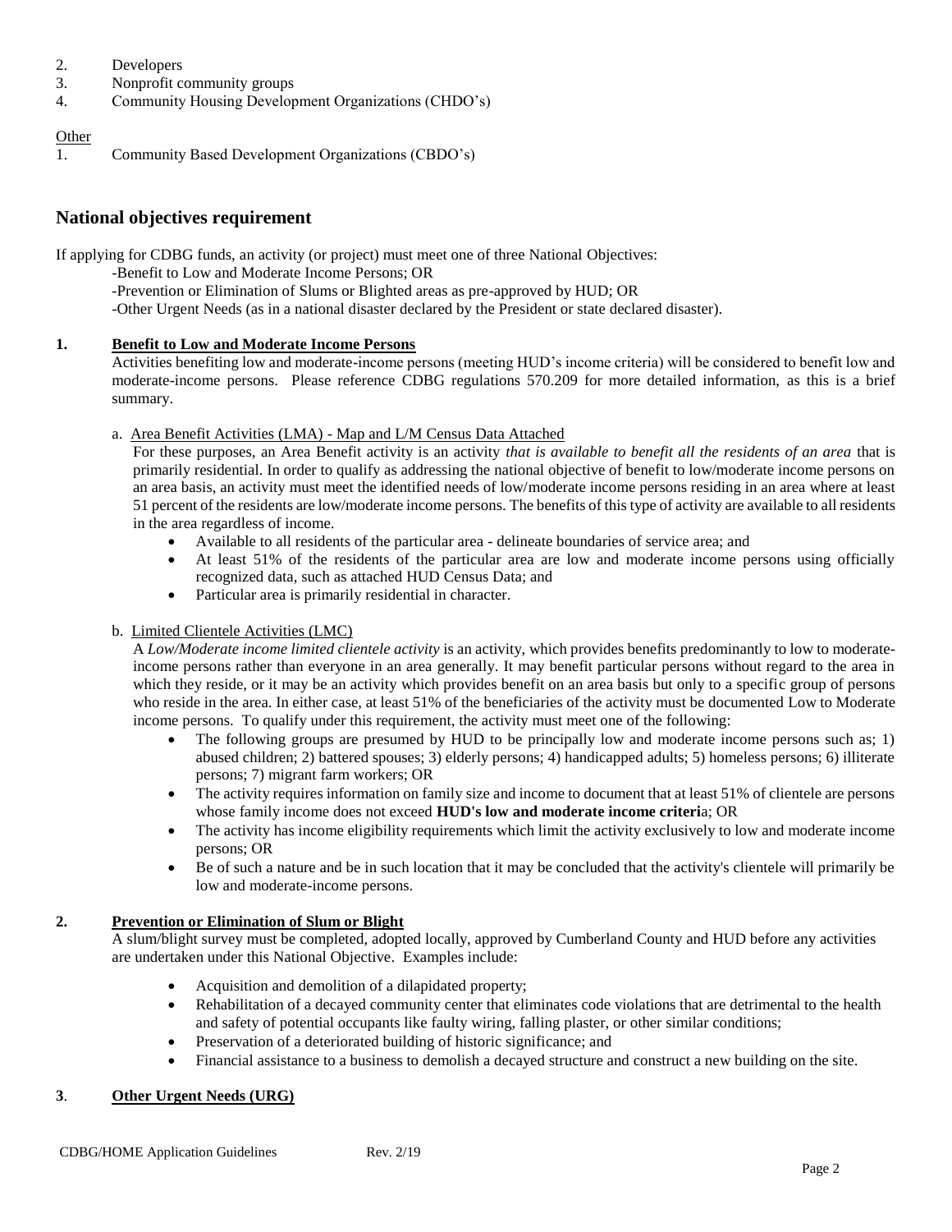2. Developers
3. Nonprofit community groups
4. Community Housing Development Organizations (CHDO's)

<u>Other</u>

1. Community Based Development Organizations (CBDO's)

## National objectives requirement

If applying for CDBG funds, an activity (or project) must meet one of three National Objectives:

-Benefit to Low and Moderate Income Persons; OR

-Prevention or Elimination of Slums or Blighted areas as pre-approved by HUD; OR

-Other Urgent Needs (as in a national disaster declared by the President or state declared disaster).

### 1. <u>Benefit to Low and Moderate Income Persons</u>

Activities benefiting low and moderate-income persons (meeting HUD's income criteria) will be considered to benefit low and moderate-income persons. Please reference CDBG regulations 570.209 for more detailed information, as this is a brief summary.

a. <u>Area Benefit Activities (LMA) - Map and L/M Census Data Attached</u>

For these purposes, an Area Benefit activity is an activity *that is available to benefit all the residents of an area* that is primarily residential. In order to qualify as addressing the national objective of benefit to low/moderate income persons on an area basis, an activity must meet the identified needs of low/moderate income persons residing in an area where at least 51 percent of the residents are low/moderate income persons. The benefits of this type of activity are available to all residents in the area regardless of income.

- Available to all residents of the particular area - delineate boundaries of service area; and
- At least 51% of the residents of the particular area are low and moderate income persons using officially recognized data, such as attached HUD Census Data; and
- Particular area is primarily residential in character.

b. <u>Limited Clientele Activities (LMC)</u>

A *Low/Moderate income limited clientele activity* is an activity, which provides benefits predominantly to low to moderate-income persons rather than everyone in an area generally. It may benefit particular persons without regard to the area in which they reside, or it may be an activity which provides benefit on an area basis but only to a specific group of persons who reside in the area. In either case, at least 51% of the beneficiaries of the activity must be documented Low to Moderate income persons. To qualify under this requirement, the activity must meet one of the following:

- The following groups are presumed by HUD to be principally low and moderate income persons such as; 1) abused children; 2) battered spouses; 3) elderly persons; 4) handicapped adults; 5) homeless persons; 6) illiterate persons; 7) migrant farm workers; OR
- The activity requires information on family size and income to document that at least 51% of clientele are persons whose family income does not exceed **HUD's low and moderate income criteri**a; OR
- The activity has income eligibility requirements which limit the activity exclusively to low and moderate income persons; OR
- Be of such a nature and be in such location that it may be concluded that the activity's clientele will primarily be low and moderate-income persons.

### 2. <u>Prevention or Elimination of Slum or Blight</u>

A slum/blight survey must be completed, adopted locally, approved by Cumberland County and HUD before any activities are undertaken under this National Objective. Examples include:

- Acquisition and demolition of a dilapidated property;
- Rehabilitation of a decayed community center that eliminates code violations that are detrimental to the health and safety of potential occupants like faulty wiring, falling plaster, or other similar conditions;
- Preservation of a deteriorated building of historic significance; and
- Financial assistance to a business to demolish a decayed structure and construct a new building on the site.

### 3. <u>Other Urgent Needs (URG)</u>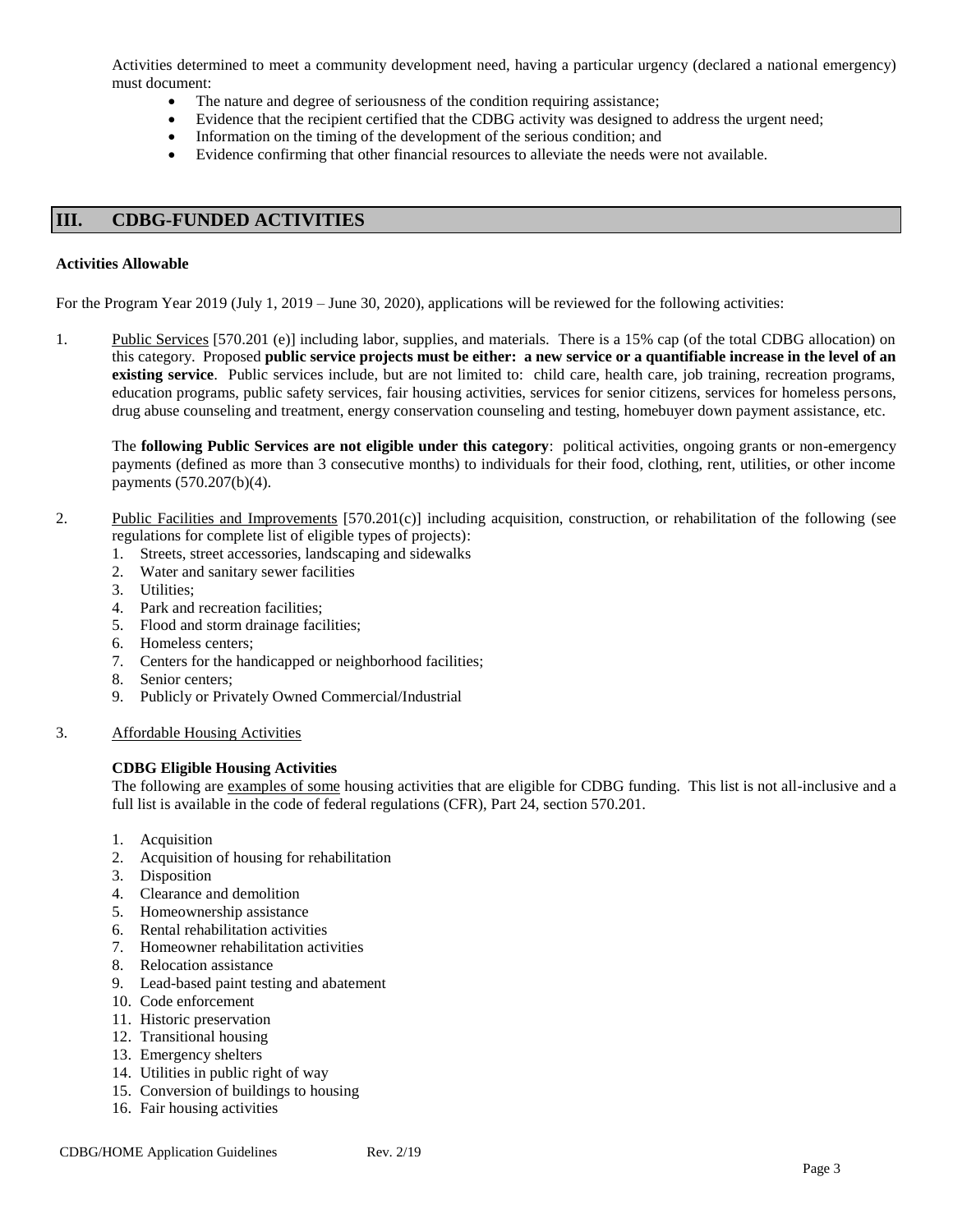Activities determined to meet a community development need, having a particular urgency (declared a national emergency) must document:

- The nature and degree of seriousness of the condition requiring assistance;
- Evidence that the recipient certified that the CDBG activity was designed to address the urgent need;
- Information on the timing of the development of the serious condition; and
- Evidence confirming that other financial resources to alleviate the needs were not available.

## III. CDBG-FUNDED ACTIVITIES

**Activities Allowable**

For the Program Year 2019 (July 1, 2019 – June 30, 2020), applications will be reviewed for the following activities:

1. Public Services [570.201 (e)] including labor, supplies, and materials. There is a 15% cap (of the total CDBG allocation) on this category. Proposed **public service projects must be either: a new service or a quantifiable increase in the level of an existing service**. Public services include, but are not limited to: child care, health care, job training, recreation programs, education programs, public safety services, fair housing activities, services for senior citizens, services for homeless persons, drug abuse counseling and treatment, energy conservation counseling and testing, homebuyer down payment assistance, etc.

   The **following Public Services are not eligible under this category**: political activities, ongoing grants or non-emergency payments (defined as more than 3 consecutive months) to individuals for their food, clothing, rent, utilities, or other income payments (570.207(b)(4).

2. Public Facilities and Improvements [570.201(c)] including acquisition, construction, or rehabilitation of the following (see regulations for complete list of eligible types of projects):
   1. Streets, street accessories, landscaping and sidewalks
   2. Water and sanitary sewer facilities
   3. Utilities;
   4. Park and recreation facilities;
   5. Flood and storm drainage facilities;
   6. Homeless centers;
   7. Centers for the handicapped or neighborhood facilities;
   8. Senior centers;
   9. Publicly or Privately Owned Commercial/Industrial

3. Affordable Housing Activities

   **CDBG Eligible Housing Activities**

   The following are examples of some housing activities that are eligible for CDBG funding. This list is not all-inclusive and a full list is available in the code of federal regulations (CFR), Part 24, section 570.201.

   1. Acquisition
   2. Acquisition of housing for rehabilitation
   3. Disposition
   4. Clearance and demolition
   5. Homeownership assistance
   6. Rental rehabilitation activities
   7. Homeowner rehabilitation activities
   8. Relocation assistance
   9. Lead-based paint testing and abatement
   10. Code enforcement
   11. Historic preservation
   12. Transitional housing
   13. Emergency shelters
   14. Utilities in public right of way
   15. Conversion of buildings to housing
   16. Fair housing activities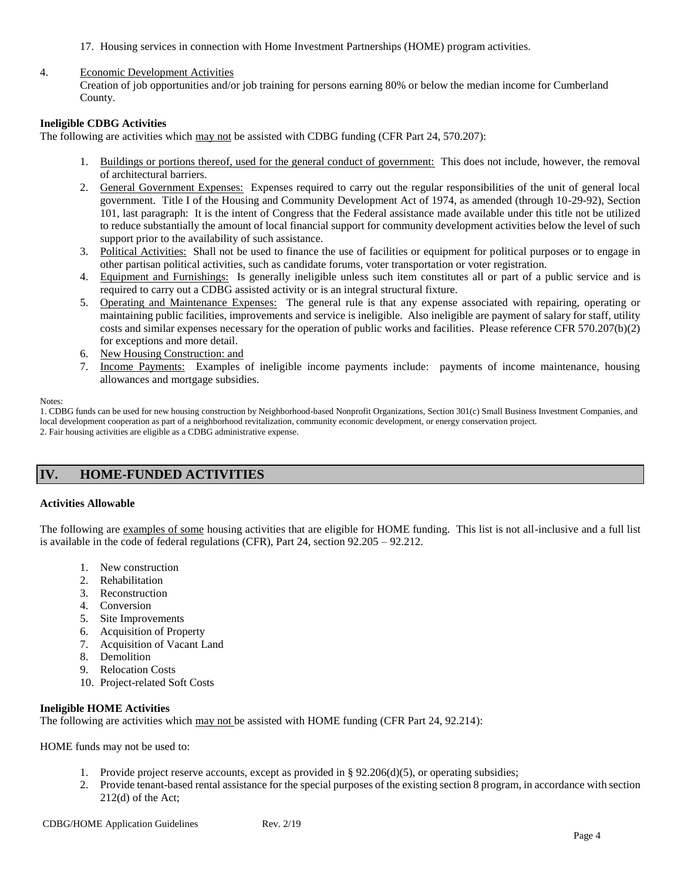17. Housing services in connection with Home Investment Partnerships (HOME) program activities.

4. Economic Development Activities
   Creation of job opportunities and/or job training for persons earning 80% or below the median income for Cumberland County.

**Ineligible CDBG Activities**

The following are activities which may not be assisted with CDBG funding (CFR Part 24, 570.207):

1. Buildings or portions thereof, used for the general conduct of government: This does not include, however, the removal of architectural barriers.
2. General Government Expenses: Expenses required to carry out the regular responsibilities of the unit of general local government. Title I of the Housing and Community Development Act of 1974, as amended (through 10-29-92), Section 101, last paragraph: It is the intent of Congress that the Federal assistance made available under this title not be utilized to reduce substantially the amount of local financial support for community development activities below the level of such support prior to the availability of such assistance.
3. Political Activities: Shall not be used to finance the use of facilities or equipment for political purposes or to engage in other partisan political activities, such as candidate forums, voter transportation or voter registration.
4. Equipment and Furnishings: Is generally ineligible unless such item constitutes all or part of a public service and is required to carry out a CDBG assisted activity or is an integral structural fixture.
5. Operating and Maintenance Expenses: The general rule is that any expense associated with repairing, operating or maintaining public facilities, improvements and service is ineligible. Also ineligible are payment of salary for staff, utility costs and similar expenses necessary for the operation of public works and facilities. Please reference CFR 570.207(b)(2) for exceptions and more detail.
6. New Housing Construction: and
7. Income Payments: Examples of ineligible income payments include: payments of income maintenance, housing allowances and mortgage subsidies.

Notes:
1. CDBG funds can be used for new housing construction by Neighborhood-based Nonprofit Organizations, Section 301(c) Small Business Investment Companies, and local development cooperation as part of a neighborhood revitalization, community economic development, or energy conservation project.
2. Fair housing activities are eligible as a CDBG administrative expense.

## IV. HOME-FUNDED ACTIVITIES

**Activities Allowable**

The following are examples of some housing activities that are eligible for HOME funding. This list is not all-inclusive and a full list is available in the code of federal regulations (CFR), Part 24, section 92.205 – 92.212.

1. New construction
2. Rehabilitation
3. Reconstruction
4. Conversion
5. Site Improvements
6. Acquisition of Property
7. Acquisition of Vacant Land
8. Demolition
9. Relocation Costs
10. Project-related Soft Costs

**Ineligible HOME Activities**

The following are activities which may not be assisted with HOME funding (CFR Part 24, 92.214):

HOME funds may not be used to:

1. Provide project reserve accounts, except as provided in § 92.206(d)(5), or operating subsidies;
2. Provide tenant-based rental assistance for the special purposes of the existing section 8 program, in accordance with section 212(d) of the Act;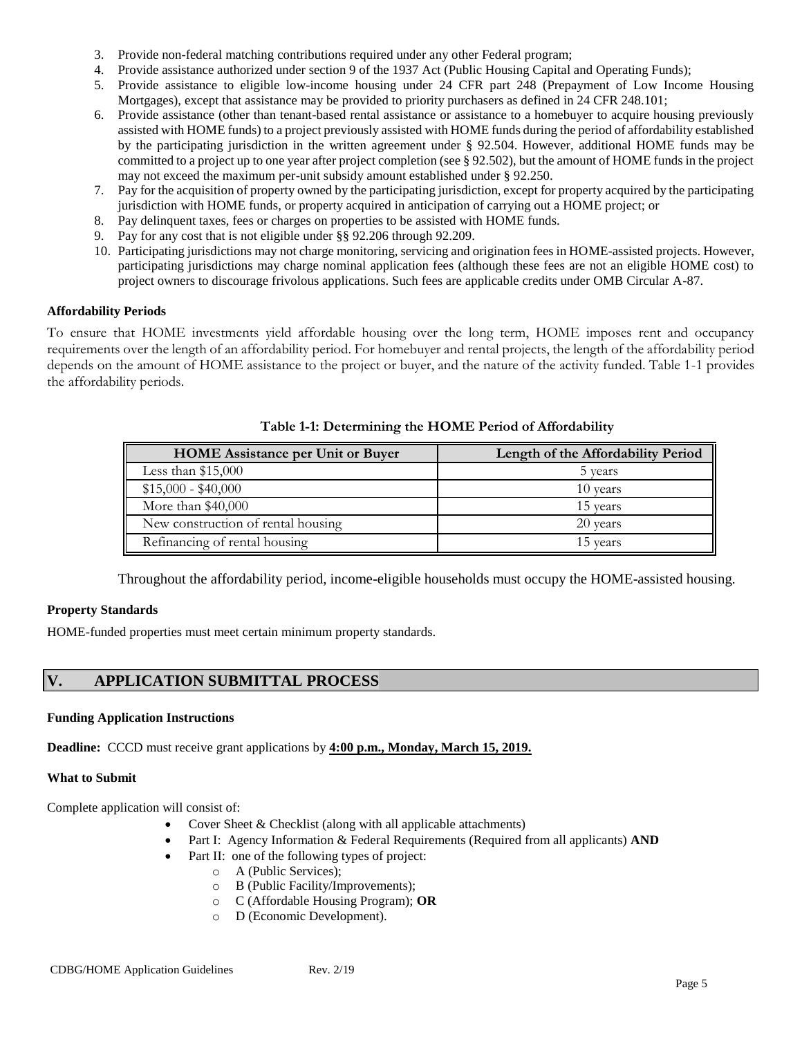3. Provide non-federal matching contributions required under any other Federal program;
4. Provide assistance authorized under section 9 of the 1937 Act (Public Housing Capital and Operating Funds);
5. Provide assistance to eligible low-income housing under 24 CFR part 248 (Prepayment of Low Income Housing Mortgages), except that assistance may be provided to priority purchasers as defined in 24 CFR 248.101;
6. Provide assistance (other than tenant-based rental assistance or assistance to a homebuyer to acquire housing previously assisted with HOME funds) to a project previously assisted with HOME funds during the period of affordability established by the participating jurisdiction in the written agreement under § 92.504. However, additional HOME funds may be committed to a project up to one year after project completion (see § 92.502), but the amount of HOME funds in the project may not exceed the maximum per-unit subsidy amount established under § 92.250.
7. Pay for the acquisition of property owned by the participating jurisdiction, except for property acquired by the participating jurisdiction with HOME funds, or property acquired in anticipation of carrying out a HOME project; or
8. Pay delinquent taxes, fees or charges on properties to be assisted with HOME funds.
9. Pay for any cost that is not eligible under §§ 92.206 through 92.209.
10. Participating jurisdictions may not charge monitoring, servicing and origination fees in HOME-assisted projects. However, participating jurisdictions may charge nominal application fees (although these fees are not an eligible HOME cost) to project owners to discourage frivolous applications. Such fees are applicable credits under OMB Circular A-87.

**Affordability Periods**

To ensure that HOME investments yield affordable housing over the long term, HOME imposes rent and occupancy requirements over the length of an affordability period. For homebuyer and rental projects, the length of the affordability period depends on the amount of HOME assistance to the project or buyer, and the nature of the activity funded. Table 1-1 provides the affordability periods.

**Table 1-1: Determining the HOME Period of Affordability**

| HOME Assistance per Unit or Buyer | Length of the Affordability Period |
| --- | --- |
| Less than $15,000 | 5 years |
| $15,000 - $40,000 | 10 years |
| More than $40,000 | 15 years |
| New construction of rental housing | 20 years |
| Refinancing of rental housing | 15 years |

Throughout the affordability period, income-eligible households must occupy the HOME-assisted housing.

**Property Standards**

HOME-funded properties must meet certain minimum property standards.

## V. APPLICATION SUBMITTAL PROCESS

**Funding Application Instructions**

**Deadline:** CCCD must receive grant applications by **4:00 p.m., Monday, March 15, 2019.**

**What to Submit**

Complete application will consist of:

- Cover Sheet & Checklist (along with all applicable attachments)
- Part I: Agency Information & Federal Requirements (Required from all applicants) **AND**
- Part II: one of the following types of project:
  - A (Public Services);
  - B (Public Facility/Improvements);
  - C (Affordable Housing Program); **OR**
  - D (Economic Development).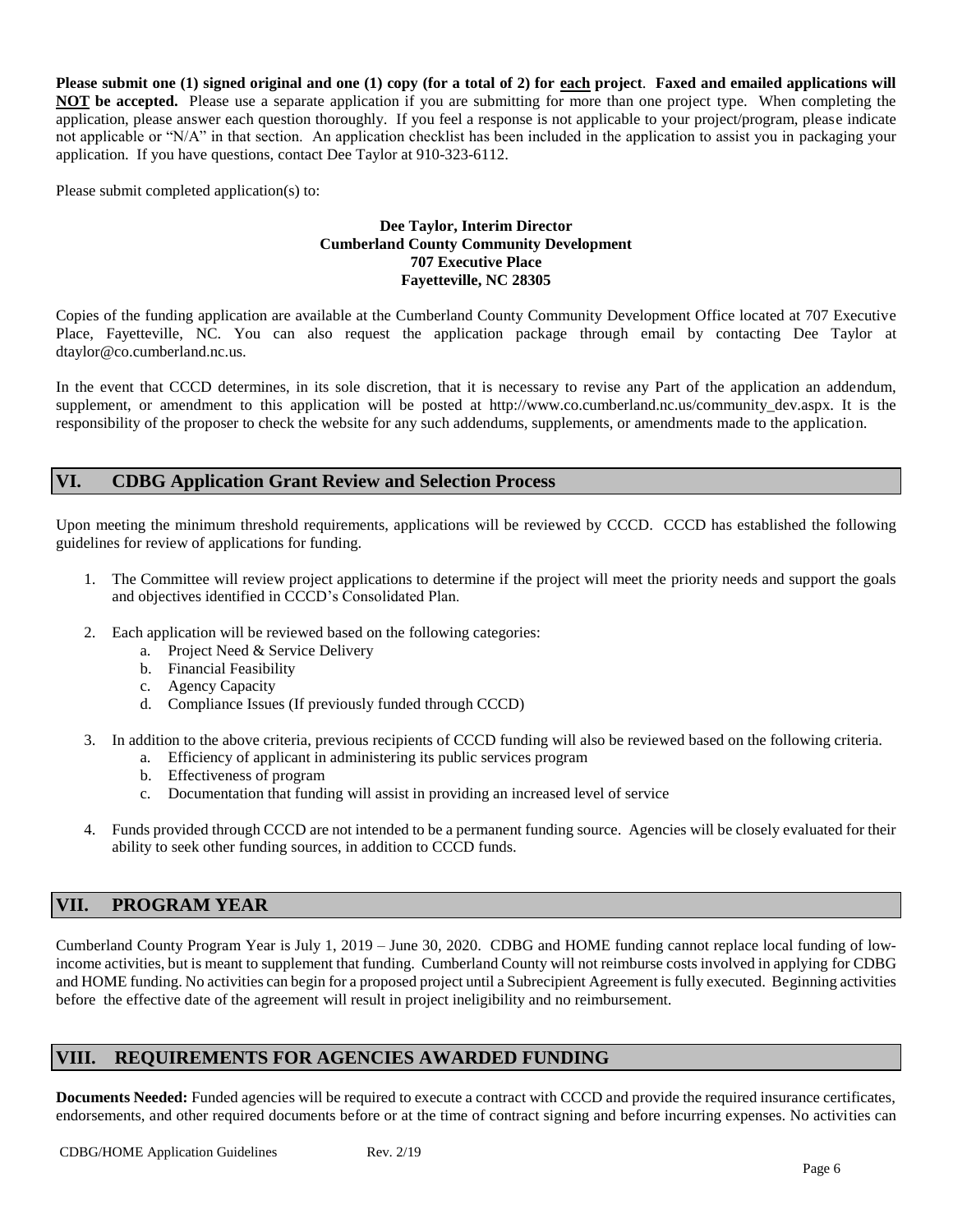**Please submit one (1) signed original and one (1) copy (for a total of 2) for each project**. **Faxed and emailed applications will NOT be accepted.** Please use a separate application if you are submitting for more than one project type. When completing the application, please answer each question thoroughly. If you feel a response is not applicable to your project/program, please indicate not applicable or "N/A" in that section. An application checklist has been included in the application to assist you in packaging your application. If you have questions, contact Dee Taylor at 910-323-6112.

Please submit completed application(s) to:

**Dee Taylor, Interim Director**
**Cumberland County Community Development**
**707 Executive Place**
**Fayetteville, NC 28305**

Copies of the funding application are available at the Cumberland County Community Development Office located at 707 Executive Place, Fayetteville, NC. You can also request the application package through email by contacting Dee Taylor at dtaylor@co.cumberland.nc.us.

In the event that CCCD determines, in its sole discretion, that it is necessary to revise any Part of the application an addendum, supplement, or amendment to this application will be posted at http://www.co.cumberland.nc.us/community_dev.aspx. It is the responsibility of the proposer to check the website for any such addendums, supplements, or amendments made to the application.

## VI. CDBG Application Grant Review and Selection Process

Upon meeting the minimum threshold requirements, applications will be reviewed by CCCD. CCCD has established the following guidelines for review of applications for funding.

1. The Committee will review project applications to determine if the project will meet the priority needs and support the goals and objectives identified in CCCD's Consolidated Plan.

2. Each application will be reviewed based on the following categories:
   a. Project Need & Service Delivery
   b. Financial Feasibility
   c. Agency Capacity
   d. Compliance Issues (If previously funded through CCCD)

3. In addition to the above criteria, previous recipients of CCCD funding will also be reviewed based on the following criteria.
   a. Efficiency of applicant in administering its public services program
   b. Effectiveness of program
   c. Documentation that funding will assist in providing an increased level of service

4. Funds provided through CCCD are not intended to be a permanent funding source. Agencies will be closely evaluated for their ability to seek other funding sources, in addition to CCCD funds.

## VII. PROGRAM YEAR

Cumberland County Program Year is July 1, 2019 – June 30, 2020. CDBG and HOME funding cannot replace local funding of low-income activities, but is meant to supplement that funding. Cumberland County will not reimburse costs involved in applying for CDBG and HOME funding. No activities can begin for a proposed project until a Subrecipient Agreement is fully executed. Beginning activities before the effective date of the agreement will result in project ineligibility and no reimbursement.

## VIII. REQUIREMENTS FOR AGENCIES AWARDED FUNDING

**Documents Needed:** Funded agencies will be required to execute a contract with CCCD and provide the required insurance certificates, endorsements, and other required documents before or at the time of contract signing and before incurring expenses. No activities can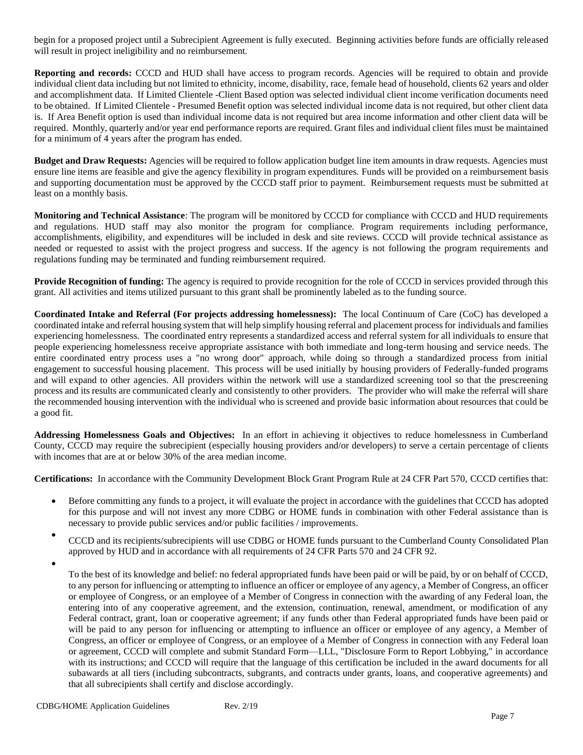begin for a proposed project until a Subrecipient Agreement is fully executed. Beginning activities before funds are officially released will result in project ineligibility and no reimbursement.

**Reporting and records:** CCCD and HUD shall have access to program records. Agencies will be required to obtain and provide individual client data including but not limited to ethnicity, income, disability, race, female head of household, clients 62 years and older and accomplishment data. If Limited Clientele -Client Based option was selected individual client income verification documents need to be obtained. If Limited Clientele - Presumed Benefit option was selected individual income data is not required, but other client data is. If Area Benefit option is used than individual income data is not required but area income information and other client data will be required. Monthly, quarterly and/or year end performance reports are required. Grant files and individual client files must be maintained for a minimum of 4 years after the program has ended.

**Budget and Draw Requests:** Agencies will be required to follow application budget line item amounts in draw requests. Agencies must ensure line items are feasible and give the agency flexibility in program expenditures. Funds will be provided on a reimbursement basis and supporting documentation must be approved by the CCCD staff prior to payment. Reimbursement requests must be submitted at least on a monthly basis.

**Monitoring and Technical Assistance**: The program will be monitored by CCCD for compliance with CCCD and HUD requirements and regulations. HUD staff may also monitor the program for compliance. Program requirements including performance, accomplishments, eligibility, and expenditures will be included in desk and site reviews. CCCD will provide technical assistance as needed or requested to assist with the project progress and success. If the agency is not following the program requirements and regulations funding may be terminated and funding reimbursement required.

**Provide Recognition of funding:** The agency is required to provide recognition for the role of CCCD in services provided through this grant. All activities and items utilized pursuant to this grant shall be prominently labeled as to the funding source.

**Coordinated Intake and Referral (For projects addressing homelessness):** The local Continuum of Care (CoC) has developed a coordinated intake and referral housing system that will help simplify housing referral and placement process for individuals and families experiencing homelessness. The coordinated entry represents a standardized access and referral system for all individuals to ensure that people experiencing homelessness receive appropriate assistance with both immediate and long-term housing and service needs. The entire coordinated entry process uses a "no wrong door" approach, while doing so through a standardized process from initial engagement to successful housing placement. This process will be used initially by housing providers of Federally-funded programs and will expand to other agencies. All providers within the network will use a standardized screening tool so that the prescreening process and its results are communicated clearly and consistently to other providers. The provider who will make the referral will share the recommended housing intervention with the individual who is screened and provide basic information about resources that could be a good fit.

**Addressing Homelessness Goals and Objectives:** In an effort in achieving it objectives to reduce homelessness in Cumberland County, CCCD may require the subrecipient (especially housing providers and/or developers) to serve a certain percentage of clients with incomes that are at or below 30% of the area median income.

**Certifications:** In accordance with the Community Development Block Grant Program Rule at 24 CFR Part 570, CCCD certifies that:

- Before committing any funds to a project, it will evaluate the project in accordance with the guidelines that CCCD has adopted for this purpose and will not invest any more CDBG or HOME funds in combination with other Federal assistance than is necessary to provide public services and/or public facilities / improvements.
- CCCD and its recipients/subrecipients will use CDBG or HOME funds pursuant to the Cumberland County Consolidated Plan approved by HUD and in accordance with all requirements of 24 CFR Parts 570 and 24 CFR 92.
- To the best of its knowledge and belief: no federal appropriated funds have been paid or will be paid, by or on behalf of CCCD, to any person for influencing or attempting to influence an officer or employee of any agency, a Member of Congress, an officer or employee of Congress, or an employee of a Member of Congress in connection with the awarding of any Federal loan, the entering into of any cooperative agreement, and the extension, continuation, renewal, amendment, or modification of any Federal contract, grant, loan or cooperative agreement; if any funds other than Federal appropriated funds have been paid or will be paid to any person for influencing or attempting to influence an officer or employee of any agency, a Member of Congress, an officer or employee of Congress, or an employee of a Member of Congress in connection with any Federal loan or agreement, CCCD will complete and submit Standard Form—LLL, "Disclosure Form to Report Lobbying," in accordance with its instructions; and CCCD will require that the language of this certification be included in the award documents for all subawards at all tiers (including subcontracts, subgrants, and contracts under grants, loans, and cooperative agreements) and that all subrecipients shall certify and disclose accordingly.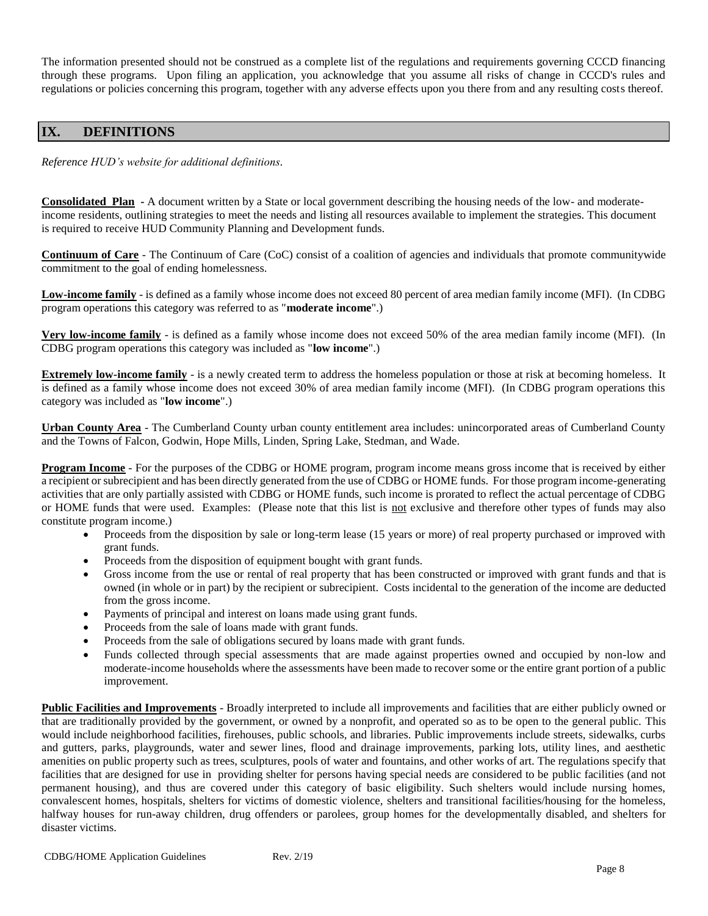The information presented should not be construed as a complete list of the regulations and requirements governing CCCD financing through these programs. Upon filing an application, you acknowledge that you assume all risks of change in CCCD's rules and regulations or policies concerning this program, together with any adverse effects upon you there from and any resulting costs thereof.

## IX. DEFINITIONS

*Reference HUD's website for additional definitions.*

**Consolidated Plan** - A document written by a State or local government describing the housing needs of the low- and moderate-income residents, outlining strategies to meet the needs and listing all resources available to implement the strategies. This document is required to receive HUD Community Planning and Development funds.

**Continuum of Care** - The Continuum of Care (CoC) consist of a coalition of agencies and individuals that promote communitywide commitment to the goal of ending homelessness.

**Low-income family** - is defined as a family whose income does not exceed 80 percent of area median family income (MFI). (In CDBG program operations this category was referred to as "**moderate income**".)

**Very low-income family** - is defined as a family whose income does not exceed 50% of the area median family income (MFI). (In CDBG program operations this category was included as "**low income**".)

**Extremely low-income family** - is a newly created term to address the homeless population or those at risk at becoming homeless. It is defined as a family whose income does not exceed 30% of area median family income (MFI). (In CDBG program operations this category was included as "**low income**".)

**Urban County Area** - The Cumberland County urban county entitlement area includes: unincorporated areas of Cumberland County and the Towns of Falcon, Godwin, Hope Mills, Linden, Spring Lake, Stedman, and Wade.

**Program Income** - For the purposes of the CDBG or HOME program, program income means gross income that is received by either a recipient or subrecipient and has been directly generated from the use of CDBG or HOME funds. For those program income-generating activities that are only partially assisted with CDBG or HOME funds, such income is prorated to reflect the actual percentage of CDBG or HOME funds that were used. Examples: (Please note that this list is not exclusive and therefore other types of funds may also constitute program income.)

- Proceeds from the disposition by sale or long-term lease (15 years or more) of real property purchased or improved with grant funds.
- Proceeds from the disposition of equipment bought with grant funds.
- Gross income from the use or rental of real property that has been constructed or improved with grant funds and that is owned (in whole or in part) by the recipient or subrecipient. Costs incidental to the generation of the income are deducted from the gross income.
- Payments of principal and interest on loans made using grant funds.
- Proceeds from the sale of loans made with grant funds.
- Proceeds from the sale of obligations secured by loans made with grant funds.
- Funds collected through special assessments that are made against properties owned and occupied by non-low and moderate-income households where the assessments have been made to recover some or the entire grant portion of a public improvement.

**Public Facilities and Improvements** - Broadly interpreted to include all improvements and facilities that are either publicly owned or that are traditionally provided by the government, or owned by a nonprofit, and operated so as to be open to the general public. This would include neighborhood facilities, firehouses, public schools, and libraries. Public improvements include streets, sidewalks, curbs and gutters, parks, playgrounds, water and sewer lines, flood and drainage improvements, parking lots, utility lines, and aesthetic amenities on public property such as trees, sculptures, pools of water and fountains, and other works of art. The regulations specify that facilities that are designed for use in providing shelter for persons having special needs are considered to be public facilities (and not permanent housing), and thus are covered under this category of basic eligibility. Such shelters would include nursing homes, convalescent homes, hospitals, shelters for victims of domestic violence, shelters and transitional facilities/housing for the homeless, halfway houses for run-away children, drug offenders or parolees, group homes for the developmentally disabled, and shelters for disaster victims.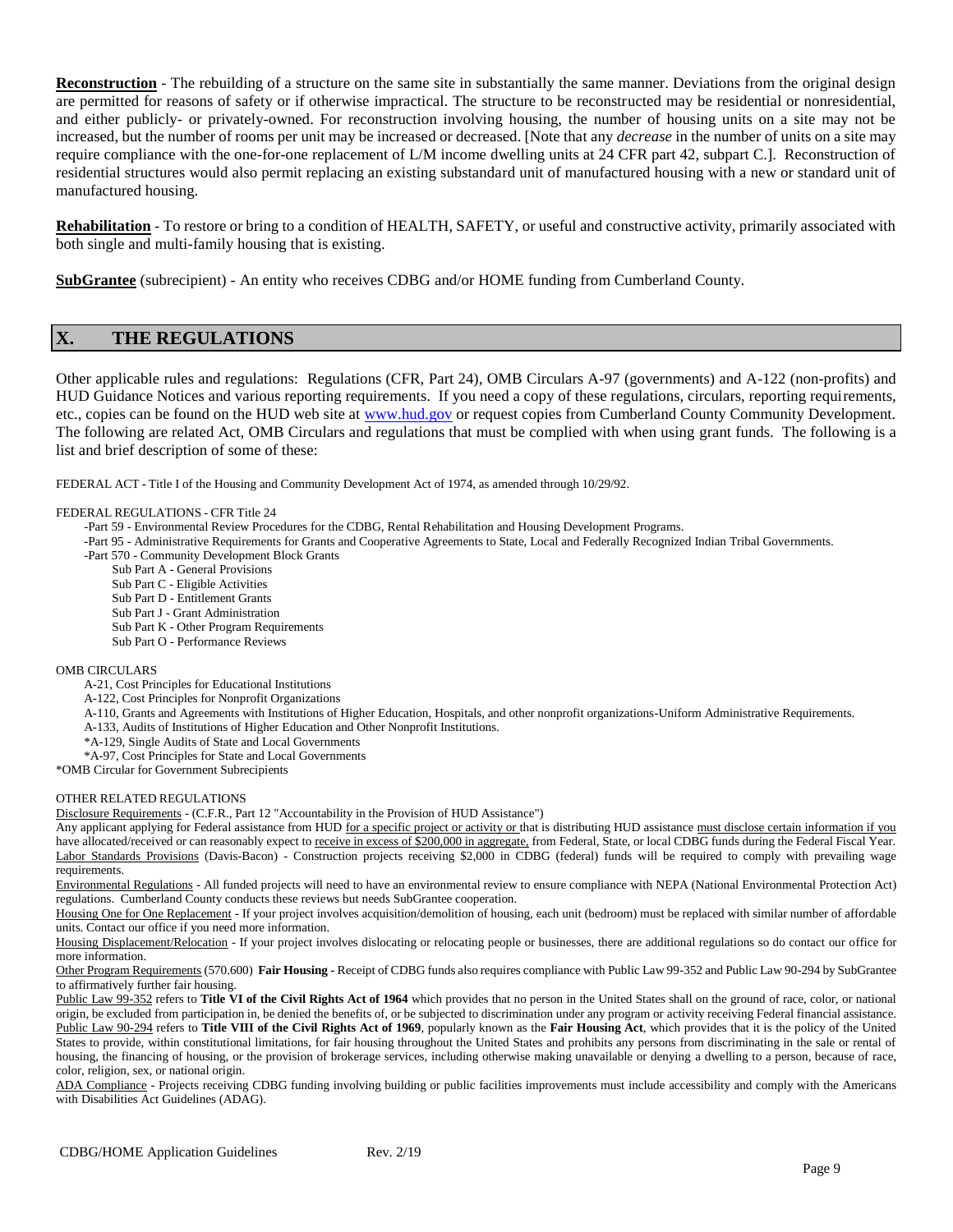**Reconstruction** - The rebuilding of a structure on the same site in substantially the same manner. Deviations from the original design are permitted for reasons of safety or if otherwise impractical. The structure to be reconstructed may be residential or nonresidential, and either publicly- or privately-owned. For reconstruction involving housing, the number of housing units on a site may not be increased, but the number of rooms per unit may be increased or decreased. [Note that any *decrease* in the number of units on a site may require compliance with the one-for-one replacement of L/M income dwelling units at 24 CFR part 42, subpart C.]. Reconstruction of residential structures would also permit replacing an existing substandard unit of manufactured housing with a new or standard unit of manufactured housing.

**Rehabilitation** - To restore or bring to a condition of HEALTH, SAFETY, or useful and constructive activity, primarily associated with both single and multi-family housing that is existing.

**SubGrantee** (subrecipient) - An entity who receives CDBG and/or HOME funding from Cumberland County.

## X. THE REGULATIONS

Other applicable rules and regulations: Regulations (CFR, Part 24), OMB Circulars A-97 (governments) and A-122 (non-profits) and HUD Guidance Notices and various reporting requirements. If you need a copy of these regulations, circulars, reporting requirements, etc., copies can be found on the HUD web site at www.hud.gov or request copies from Cumberland County Community Development. The following are related Act, OMB Circulars and regulations that must be complied with when using grant funds. The following is a list and brief description of some of these:

FEDERAL ACT - Title I of the Housing and Community Development Act of 1974, as amended through 10/29/92.

FEDERAL REGULATIONS - CFR Title 24

- Part 59 - Environmental Review Procedures for the CDBG, Rental Rehabilitation and Housing Development Programs.
- Part 95 - Administrative Requirements for Grants and Cooperative Agreements to State, Local and Federally Recognized Indian Tribal Governments.
- Part 570 - Community Development Block Grants
  - Sub Part A - General Provisions
  - Sub Part C - Eligible Activities
  - Sub Part D - Entitlement Grants
  - Sub Part J - Grant Administration
  - Sub Part K - Other Program Requirements
  - Sub Part O - Performance Reviews

OMB CIRCULARS

- A-21, Cost Principles for Educational Institutions
- A-122, Cost Principles for Nonprofit Organizations
- A-110, Grants and Agreements with Institutions of Higher Education, Hospitals, and other nonprofit organizations-Uniform Administrative Requirements.
- A-133, Audits of Institutions of Higher Education and Other Nonprofit Institutions.
- *A-129, Single Audits of State and Local Governments
- *A-97, Cost Principles for State and Local Governments

*OMB Circular for Government Subrecipients

OTHER RELATED REGULATIONS

Disclosure Requirements - (C.F.R., Part 12 "Accountability in the Provision of HUD Assistance")
Any applicant applying for Federal assistance from HUD for a specific project or activity or that is distributing HUD assistance must disclose certain information if you have allocated/received or can reasonably expect to receive in excess of $200,000 in aggregate, from Federal, State, or local CDBG funds during the Federal Fiscal Year.

Labor Standards Provisions (Davis-Bacon) - Construction projects receiving $2,000 in CDBG (federal) funds will be required to comply with prevailing wage requirements.

Environmental Regulations - All funded projects will need to have an environmental review to ensure compliance with NEPA (National Environmental Protection Act) regulations. Cumberland County conducts these reviews but needs SubGrantee cooperation.

Housing One for One Replacement - If your project involves acquisition/demolition of housing, each unit (bedroom) must be replaced with similar number of affordable units. Contact our office if you need more information.

Housing Displacement/Relocation - If your project involves dislocating or relocating people or businesses, there are additional regulations so do contact our office for more information.

Other Program Requirements (570.600) **Fair Housing** - Receipt of CDBG funds also requires compliance with Public Law 99-352 and Public Law 90-294 by SubGrantee to affirmatively further fair housing.

Public Law 99-352 refers to **Title VI of the Civil Rights Act of 1964** which provides that no person in the United States shall on the ground of race, color, or national origin, be excluded from participation in, be denied the benefits of, or be subjected to discrimination under any program or activity receiving Federal financial assistance.

Public Law 90-294 refers to **Title VIII of the Civil Rights Act of 1969**, popularly known as the **Fair Housing Act**, which provides that it is the policy of the United States to provide, within constitutional limitations, for fair housing throughout the United States and prohibits any persons from discriminating in the sale or rental of housing, the financing of housing, or the provision of brokerage services, including otherwise making unavailable or denying a dwelling to a person, because of race, color, religion, sex, or national origin.

ADA Compliance - Projects receiving CDBG funding involving building or public facilities improvements must include accessibility and comply with the Americans with Disabilities Act Guidelines (ADAG).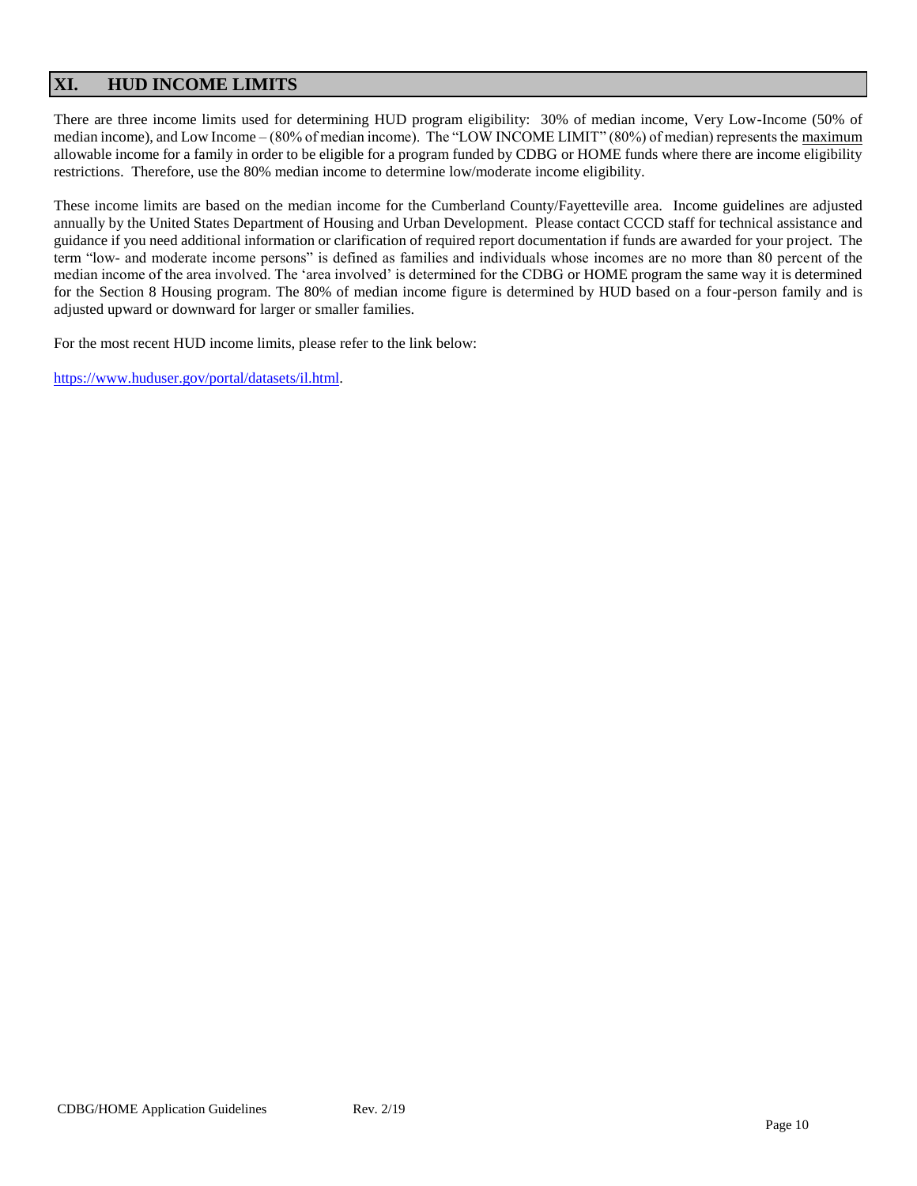## XI. HUD INCOME LIMITS

There are three income limits used for determining HUD program eligibility: 30% of median income, Very Low-Income (50% of median income), and Low Income – (80% of median income). The "LOW INCOME LIMIT" (80%) of median) represents the maximum allowable income for a family in order to be eligible for a program funded by CDBG or HOME funds where there are income eligibility restrictions. Therefore, use the 80% median income to determine low/moderate income eligibility.

These income limits are based on the median income for the Cumberland County/Fayetteville area. Income guidelines are adjusted annually by the United States Department of Housing and Urban Development. Please contact CCCD staff for technical assistance and guidance if you need additional information or clarification of required report documentation if funds are awarded for your project. The term "low- and moderate income persons" is defined as families and individuals whose incomes are no more than 80 percent of the median income of the area involved. The 'area involved' is determined for the CDBG or HOME program the same way it is determined for the Section 8 Housing program. The 80% of median income figure is determined by HUD based on a four-person family and is adjusted upward or downward for larger or smaller families.

For the most recent HUD income limits, please refer to the link below:

https://www.huduser.gov/portal/datasets/il.html.